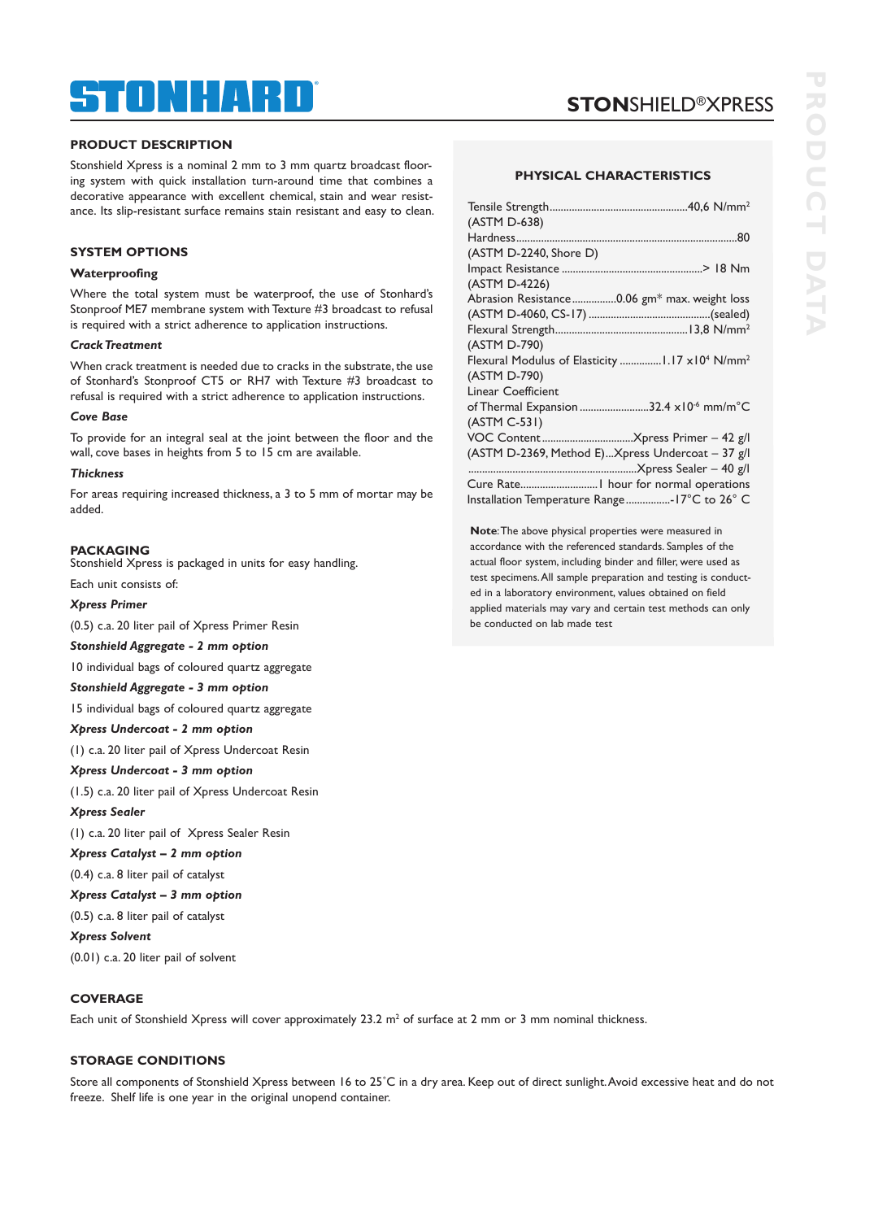# STONHARD

## STONSHIELD®XPRESS

PRODUCT DATA

### PRODUCT DESCRIPTION

Stonshield Xpress is a nominal 2 mm to 3 mm quartz broadcast flooring system with quick installation turn-around time that combines a decorative appearance with excellent chemical, stain and wear resistance. Its slip-resistant surface remains stain resistant and easy to clean.

### SYSTEM OPTIONS

**Waterproofing**

Where the total system must be waterproof, the use of Stonhard's Stonproof ME7 membrane system with Texture #3 broadcast to refusal is required with a strict adherence to application instructions.

***Crack Treatment***

When crack treatment is needed due to cracks in the substrate, the use of Stonhard's Stonproof CT5 or RH7 with Texture #3 broadcast to refusal is required with a strict adherence to application instructions.

***Cove Base***

To provide for an integral seal at the joint between the floor and the wall, cove bases in heights from 5 to 15 cm are available.

***Thickness***

For areas requiring increased thickness, a 3 to 5 mm of mortar may be added.

### PACKAGING

Stonshield Xpress is packaged in units for easy handling.

Each unit consists of:

***Xpress Primer***

(0.5) c.a. 20 liter pail of Xpress Primer Resin

***Stonshield Aggregate - 2 mm option***

10 individual bags of coloured quartz aggregate

***Stonshield Aggregate - 3 mm option***

15 individual bags of coloured quartz aggregate

***Xpress Undercoat - 2 mm option***

(1) c.a. 20 liter pail of Xpress Undercoat Resin

***Xpress Undercoat - 3 mm option***

(1.5) c.a. 20 liter pail of Xpress Undercoat Resin

***Xpress Sealer***

(1) c.a. 20 liter pail of Xpress Sealer Resin

***Xpress Catalyst – 2 mm option***

(0.4) c.a. 8 liter pail of catalyst

***Xpress Catalyst – 3 mm option***

(0.5) c.a. 8 liter pail of catalyst

***Xpress Solvent***

(0.01) c.a. 20 liter pail of solvent

### PHYSICAL CHARACTERISTICS

| Property | Value |
|---|---|
| Tensile Strength (ASTM D-638) | 40,6 N/mm² |
| Hardness (ASTM D-2240, Shore D) | 80 |
| Impact Resistance (ASTM D-4226) | > 18 Nm |
| Abrasion Resistance (ASTM D-4060, CS-17) | 0.06 gm* max. weight loss (sealed) |
| Flexural Strength (ASTM D-790) | 13,8 N/mm² |
| Flexural Modulus of Elasticity (ASTM D-790) | $1.17 \times 10^4$ N/mm² |
| Linear Coefficient of Thermal Expansion (ASTM C-531) | $32.4 \times 10^{-6}$ mm/m°C |
| VOC Content (ASTM D-2369, Method E) | Xpress Primer – 42 g/l; Xpress Undercoat – 37 g/l; Xpress Sealer – 40 g/l |
| Cure Rate | 1 hour for normal operations |
| Installation Temperature Range | -17°C to 26° C |

**Note**: The above physical properties were measured in accordance with the referenced standards. Samples of the actual floor system, including binder and filler, were used as test specimens. All sample preparation and testing is conducted in a laboratory environment, values obtained on field applied materials may vary and certain test methods can only be conducted on lab made test

### COVERAGE

Each unit of Stonshield Xpress will cover approximately 23.2 m² of surface at 2 mm or 3 mm nominal thickness.

### STORAGE CONDITIONS

Store all components of Stonshield Xpress between 16 to 25°C in a dry area. Keep out of direct sunlight. Avoid excessive heat and do not freeze. Shelf life is one year in the original unopend container.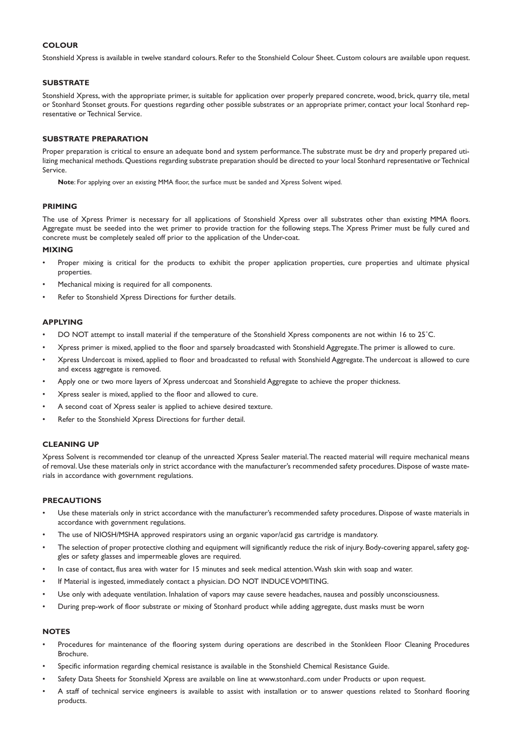## COLOUR

Stonshield Xpress is available in twelve standard colours. Refer to the Stonshield Colour Sheet. Custom colours are available upon request.

## SUBSTRATE

Stonshield Xpress, with the appropriate primer, is suitable for application over properly prepared concrete, wood, brick, quarry tile, metal or Stonhard Stonset grouts. For questions regarding other possible substrates or an appropriate primer, contact your local Stonhard representative or Technical Service.

## SUBSTRATE PREPARATION

Proper preparation is critical to ensure an adequate bond and system performance. The substrate must be dry and properly prepared utilizing mechanical methods. Questions regarding substrate preparation should be directed to your local Stonhard representative or Technical Service.

**Note**: For applying over an existing MMA floor, the surface must be sanded and Xpress Solvent wiped.

## PRIMING

The use of Xpress Primer is necessary for all applications of Stonshield Xpress over all substrates other than existing MMA floors. Aggregate must be seeded into the wet primer to provide traction for the following steps. The Xpress Primer must be fully cured and concrete must be completely sealed off prior to the application of the Under-coat.

## MIXING

- Proper mixing is critical for the products to exhibit the proper application properties, cure properties and ultimate physical properties.
- Mechanical mixing is required for all components.
- Refer to Stonshield Xpress Directions for further details.

## APPLYING

- DO NOT attempt to install material if the temperature of the Stonshield Xpress components are not within 16 to 25˚C.
- Xpress primer is mixed, applied to the floor and sparsely broadcasted with Stonshield Aggregate. The primer is allowed to cure.
- Xpress Undercoat is mixed, applied to floor and broadcasted to refusal with Stonshield Aggregate. The undercoat is allowed to cure and excess aggregate is removed.
- Apply one or two more layers of Xpress undercoat and Stonshield Aggregate to achieve the proper thickness.
- Xpress sealer is mixed, applied to the floor and allowed to cure.
- A second coat of Xpress sealer is applied to achieve desired texture.
- Refer to the Stonshield Xpress Directions for further detail.

## CLEANING UP

Xpress Solvent is recommended tor cleanup of the unreacted Xpress Sealer material. The reacted material will require mechanical means of removal. Use these materials only in strict accordance with the manufacturer's recommended safety procedures. Dispose of waste materials in accordance with government regulations.

## PRECAUTIONS

- Use these materials only in strict accordance with the manufacturer's recommended safety procedures. Dispose of waste materials in accordance with government regulations.
- The use of NIOSH/MSHA approved respirators using an organic vapor/acid gas cartridge is mandatory.
- The selection of proper protective clothing and equipment will significantly reduce the risk of injury. Body-covering apparel, safety goggles or safety glasses and impermeable gloves are required.
- In case of contact, flus area with water for 15 minutes and seek medical attention. Wash skin with soap and water.
- If Material is ingested, immediately contact a physician. DO NOT INDUCE VOMITING.
- Use only with adequate ventilation. Inhalation of vapors may cause severe headaches, nausea and possibly unconsciousness.
- During prep-work of floor substrate or mixing of Stonhard product while adding aggregate, dust masks must be worn

## NOTES

- Procedures for maintenance of the flooring system during operations are described in the Stonkleen Floor Cleaning Procedures Brochure.
- Specific information regarding chemical resistance is available in the Stonshield Chemical Resistance Guide.
- Safety Data Sheets for Stonshield Xpress are available on line at www.stonhard..com under Products or upon request.
- A staff of technical service engineers is available to assist with installation or to answer questions related to Stonhard flooring products.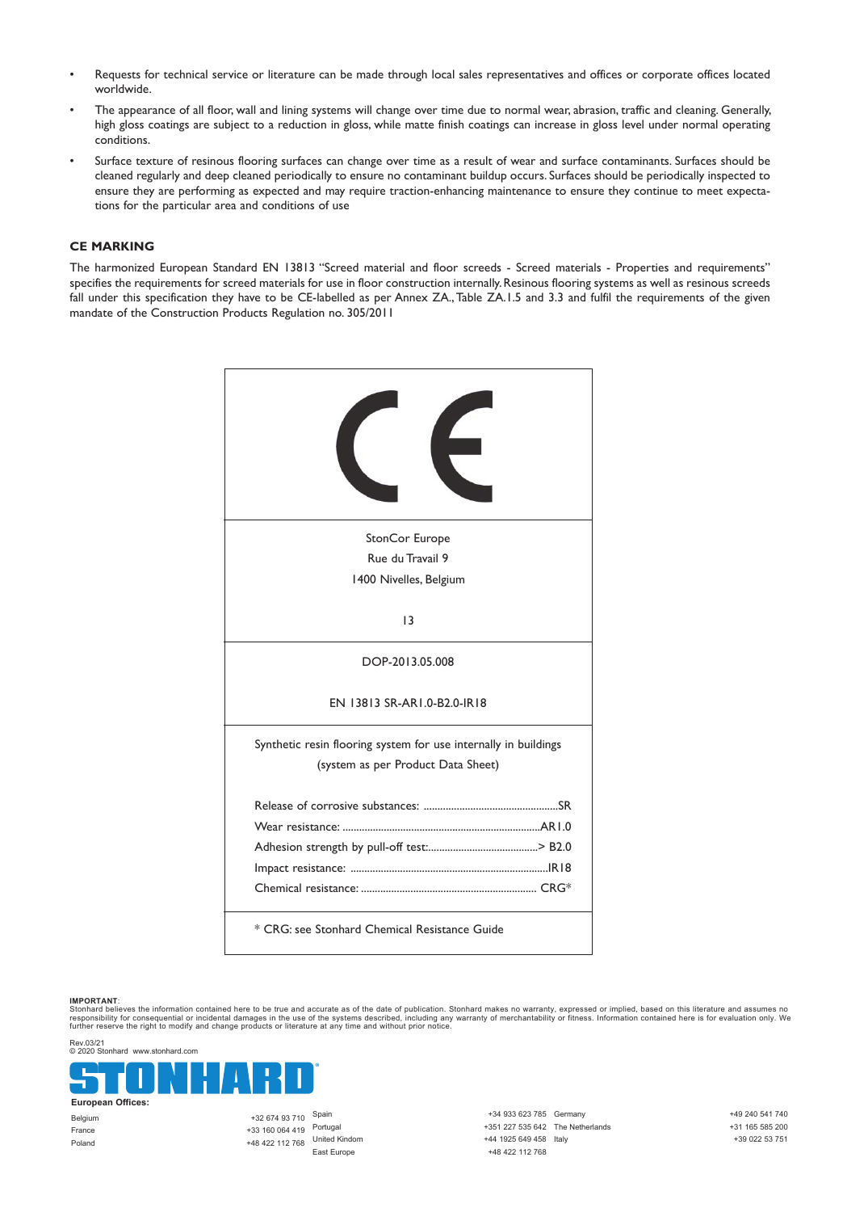- Requests for technical service or literature can be made through local sales representatives and offices or corporate offices located worldwide.
- The appearance of all floor, wall and lining systems will change over time due to normal wear, abrasion, traffic and cleaning. Generally, high gloss coatings are subject to a reduction in gloss, while matte finish coatings can increase in gloss level under normal operating conditions.
- Surface texture of resinous flooring surfaces can change over time as a result of wear and surface contaminants. Surfaces should be cleaned regularly and deep cleaned periodically to ensure no contaminant buildup occurs. Surfaces should be periodically inspected to ensure they are performing as expected and may require traction-enhancing maintenance to ensure they continue to meet expectations for the particular area and conditions of use

### CE MARKING

The harmonized European Standard EN 13813 "Screed material and floor screeds - Screed materials - Properties and requirements" specifies the requirements for screed materials for use in floor construction internally. Resinous flooring systems as well as resinous screeds fall under this specification they have to be CE-labelled as per Annex ZA., Table ZA.1.5 and 3.3 and fulfil the requirements of the given mandate of the Construction Products Regulation no. 305/2011

CE

StonCor Europe
Rue du Travail 9
1400 Nivelles, Belgium

13

DOP-2013.05.008

EN 13813 SR-AR1.0-B2.0-IR18

Synthetic resin flooring system for use internally in buildings
(system as per Product Data Sheet)

Release of corrosive substances: ................................................SR
Wear resistance: ......................................................................AR1.0
Adhesion strength by pull-off test:........................................> B2.0
Impact resistance: .......................................................................IR18
Chemical resistance: ............................................................... CRG*

* CRG: see Stonhard Chemical Resistance Guide

**IMPORTANT**:
Stonhard believes the information contained here to be true and accurate as of the date of publication. Stonhard makes no warranty, expressed or implied, based on this literature and assumes no responsibility for consequential or incidental damages in the use of the systems described, including any warranty of merchantability or fitness. Information contained here is for evaluation only. We further reserve the right to modify and change products or literature at any time and without prior notice.

Rev.03/21
© 2020 Stonhard www.stonhard.com

STONHARD

**European Offices:**

| | | | | | |
|---|---|---|---|---|---|
| Belgium | +32 674 93 710 | Spain | +34 933 623 785 | Germany | +49 240 541 740 |
| France | +33 160 064 419 | Portugal | +351 227 535 642 | The Netherlands | +31 165 585 200 |
| Poland | +48 422 112 768 | United Kindom | +44 1925 649 458 | Italy | +39 022 53 751 |
| | | East Europe | +48 422 112 768 | | |